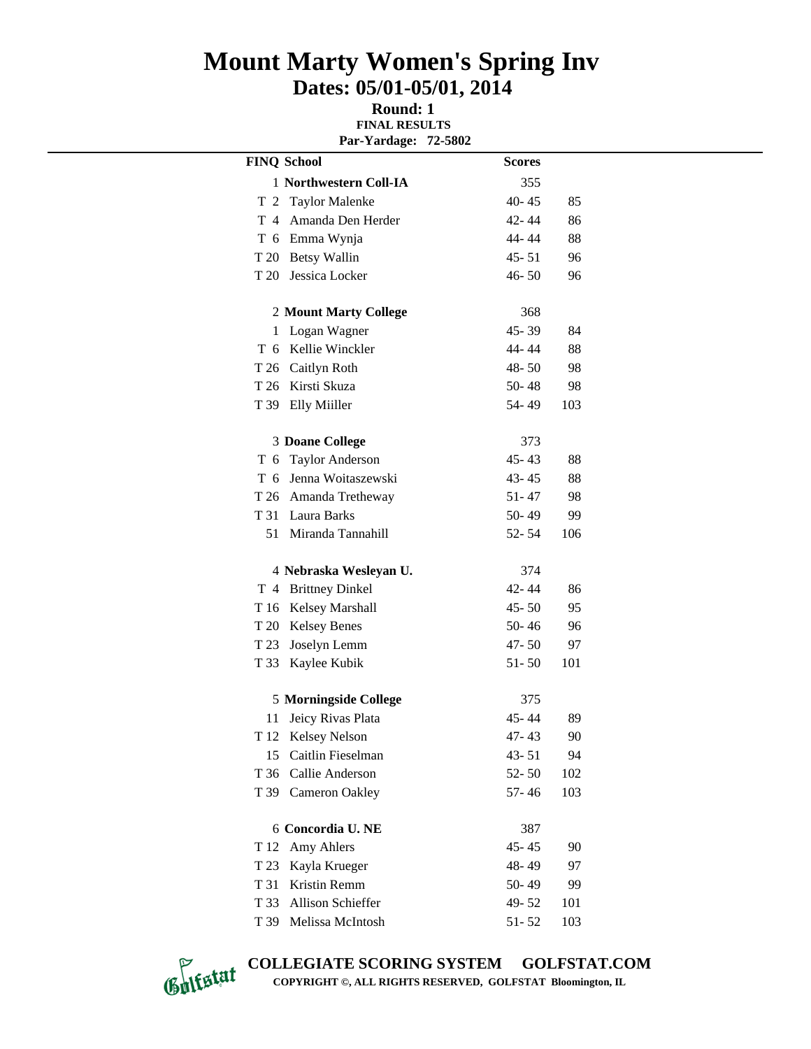# Mount Marty Women's Spring Inv

## Dates: 05/01-05/01, 2014

**Round: 1**

**FINAL RESULTS**

**Par-Yardage: 72-5802**

| FINQ | School | Scores | |
|---|---|---|---|
| 1 | **Northwestern Coll-IA** | 355 | |
| T 2 | Taylor Malenke | 40- 45 | 85 |
| T 4 | Amanda Den Herder | 42- 44 | 86 |
| T 6 | Emma Wynja | 44- 44 | 88 |
| T 20 | Betsy Wallin | 45- 51 | 96 |
| T 20 | Jessica Locker | 46- 50 | 96 |
| 2 | **Mount Marty College** | 368 | |
| 1 | Logan Wagner | 45- 39 | 84 |
| T 6 | Kellie Winckler | 44- 44 | 88 |
| T 26 | Caitlyn Roth | 48- 50 | 98 |
| T 26 | Kirsti Skuza | 50- 48 | 98 |
| T 39 | Elly Miiller | 54- 49 | 103 |
| 3 | **Doane College** | 373 | |
| T 6 | Taylor Anderson | 45- 43 | 88 |
| T 6 | Jenna Woitaszewski | 43- 45 | 88 |
| T 26 | Amanda Tretheway | 51- 47 | 98 |
| T 31 | Laura Barks | 50- 49 | 99 |
| 51 | Miranda Tannahill | 52- 54 | 106 |
| 4 | **Nebraska Wesleyan U.** | 374 | |
| T 4 | Brittney Dinkel | 42- 44 | 86 |
| T 16 | Kelsey Marshall | 45- 50 | 95 |
| T 20 | Kelsey Benes | 50- 46 | 96 |
| T 23 | Joselyn Lemm | 47- 50 | 97 |
| T 33 | Kaylee Kubik | 51- 50 | 101 |
| 5 | **Morningside College** | 375 | |
| 11 | Jeicy Rivas Plata | 45- 44 | 89 |
| T 12 | Kelsey Nelson | 47- 43 | 90 |
| 15 | Caitlin Fieselman | 43- 51 | 94 |
| T 36 | Callie Anderson | 52- 50 | 102 |
| T 39 | Cameron Oakley | 57- 46 | 103 |
| 6 | **Concordia U. NE** | 387 | |
| T 12 | Amy Ahlers | 45- 45 | 90 |
| T 23 | Kayla Krueger | 48- 49 | 97 |
| T 31 | Kristin Remm | 50- 49 | 99 |
| T 33 | Allison Schieffer | 49- 52 | 101 |
| T 39 | Melissa McIntosh | 51- 52 | 103 |

**COLLEGIATE SCORING SYSTEM GOLFSTAT.COM**

**COPYRIGHT ©, ALL RIGHTS RESERVED, GOLFSTAT Bloomington, IL**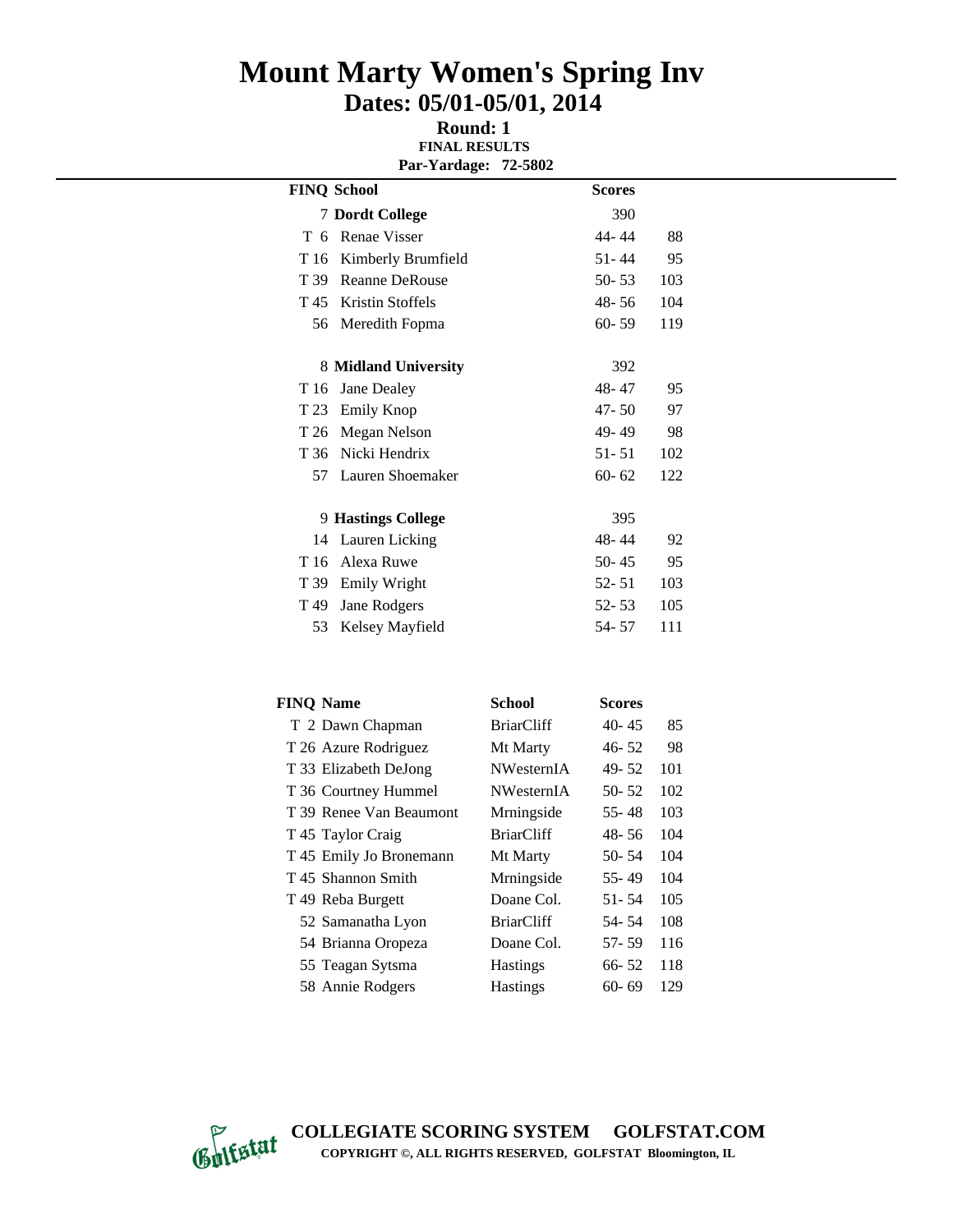# Mount Marty Women's Spring Inv

## Dates: 05/01-05/01, 2014

**Round: 1**

**FINAL RESULTS**

**Par-Yardage: 72-5802**

| FINQ | School | Scores | |
|---|---|---|---|
| 7 | **Dordt College** | 390 | |
| T 6 | Renae Visser | 44- 44 | 88 |
| T 16 | Kimberly Brumfield | 51- 44 | 95 |
| T 39 | Reanne DeRouse | 50- 53 | 103 |
| T 45 | Kristin Stoffels | 48- 56 | 104 |
| 56 | Meredith Fopma | 60- 59 | 119 |
| 8 | **Midland University** | 392 | |
| T 16 | Jane Dealey | 48- 47 | 95 |
| T 23 | Emily Knop | 47- 50 | 97 |
| T 26 | Megan Nelson | 49- 49 | 98 |
| T 36 | Nicki Hendrix | 51- 51 | 102 |
| 57 | Lauren Shoemaker | 60- 62 | 122 |
| 9 | **Hastings College** | 395 | |
| 14 | Lauren Licking | 48- 44 | 92 |
| T 16 | Alexa Ruwe | 50- 45 | 95 |
| T 39 | Emily Wright | 52- 51 | 103 |
| T 49 | Jane Rodgers | 52- 53 | 105 |
| 53 | Kelsey Mayfield | 54- 57 | 111 |

| FINQ | Name | School | Scores | |
|---|---|---|---|---|
| T 2 | Dawn Chapman | BriarCliff | 40- 45 | 85 |
| T 26 | Azure Rodriguez | Mt Marty | 46- 52 | 98 |
| T 33 | Elizabeth DeJong | NWesternIA | 49- 52 | 101 |
| T 36 | Courtney Hummel | NWesternIA | 50- 52 | 102 |
| T 39 | Renee Van Beaumont | Mrningside | 55- 48 | 103 |
| T 45 | Taylor Craig | BriarCliff | 48- 56 | 104 |
| T 45 | Emily Jo Bronemann | Mt Marty | 50- 54 | 104 |
| T 45 | Shannon Smith | Mrningside | 55- 49 | 104 |
| T 49 | Reba Burgett | Doane Col. | 51- 54 | 105 |
| 52 | Samanatha Lyon | BriarCliff | 54- 54 | 108 |
| 54 | Brianna Oropeza | Doane Col. | 57- 59 | 116 |
| 55 | Teagan Sytsma | Hastings | 66- 52 | 118 |
| 58 | Annie Rodgers | Hastings | 60- 69 | 129 |